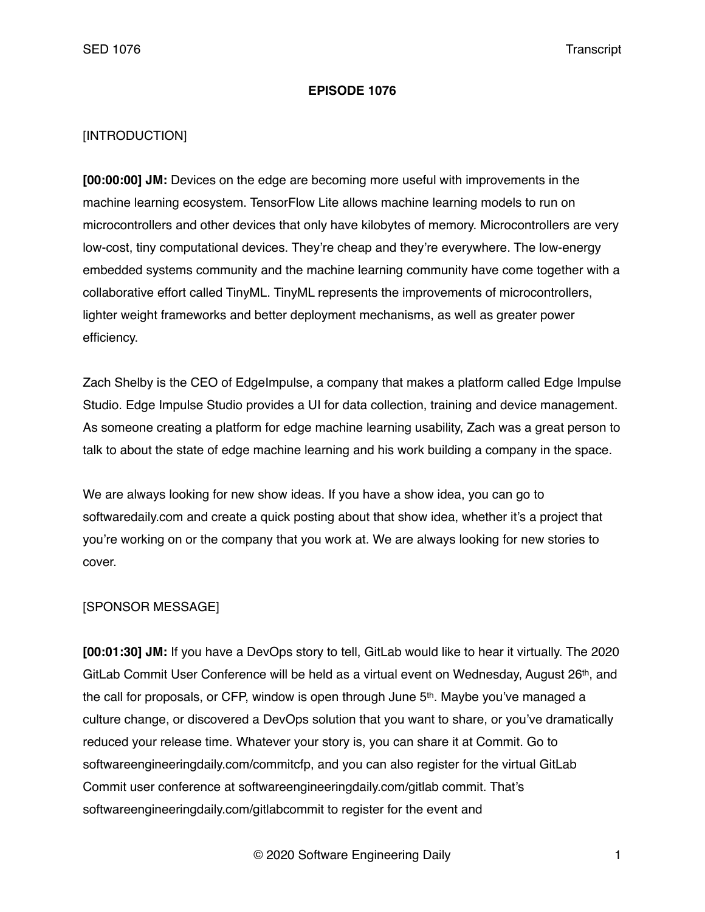**EPISODE 1076**

[INTRODUCTION]

**[00:00:00] JM:** Devices on the edge are becoming more useful with improvements in the machine learning ecosystem. TensorFlow Lite allows machine learning models to run on microcontrollers and other devices that only have kilobytes of memory. Microcontrollers are very low-cost, tiny computational devices. They're cheap and they're everywhere. The low-energy embedded systems community and the machine learning community have come together with a collaborative effort called TinyML. TinyML represents the improvements of microcontrollers, lighter weight frameworks and better deployment mechanisms, as well as greater power efficiency.

Zach Shelby is the CEO of EdgeImpulse, a company that makes a platform called Edge Impulse Studio. Edge Impulse Studio provides a UI for data collection, training and device management. As someone creating a platform for edge machine learning usability, Zach was a great person to talk to about the state of edge machine learning and his work building a company in the space.

We are always looking for new show ideas. If you have a show idea, you can go to softwaredaily.com and create a quick posting about that show idea, whether it's a project that you're working on or the company that you work at. We are always looking for new stories to cover.

[SPONSOR MESSAGE]

**[00:01:30] JM:** If you have a DevOps story to tell, GitLab would like to hear it virtually. The 2020 GitLab Commit User Conference will be held as a virtual event on Wednesday, August 26th, and the call for proposals, or CFP, window is open through June 5th. Maybe you've managed a culture change, or discovered a DevOps solution that you want to share, or you've dramatically reduced your release time. Whatever your story is, you can share it at Commit. Go to softwareengineeringdaily.com/commitcfp, and you can also register for the virtual GitLab Commit user conference at softwareengineeringdaily.com/gitlab commit. That's softwareengineeringdaily.com/gitlabcommit to register for the event and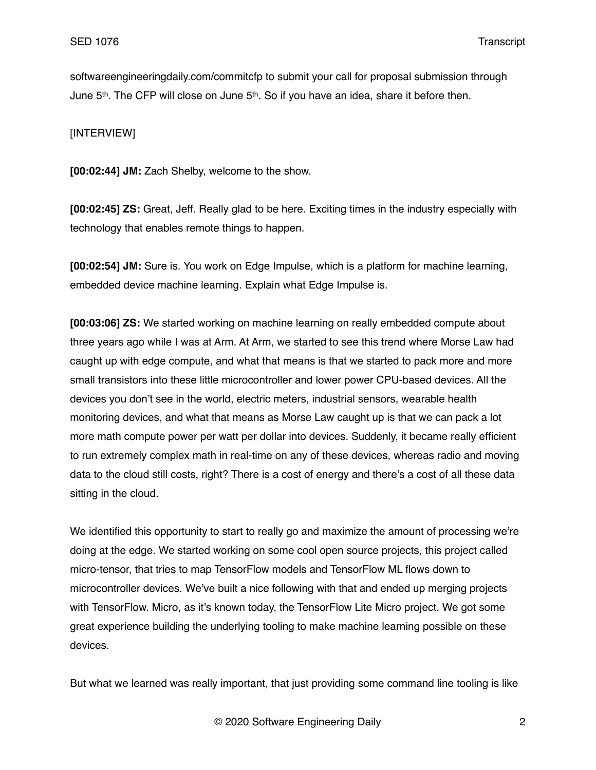softwareengineeringdaily.com/commitcfp to submit your call for proposal submission through June 5th. The CFP will close on June 5th. So if you have an idea, share it before then.

[INTERVIEW]

**[00:02:44] JM:** Zach Shelby, welcome to the show.

**[00:02:45] ZS:** Great, Jeff. Really glad to be here. Exciting times in the industry especially with technology that enables remote things to happen.

**[00:02:54] JM:** Sure is. You work on Edge Impulse, which is a platform for machine learning, embedded device machine learning. Explain what Edge Impulse is.

**[00:03:06] ZS:** We started working on machine learning on really embedded compute about three years ago while I was at Arm. At Arm, we started to see this trend where Morse Law had caught up with edge compute, and what that means is that we started to pack more and more small transistors into these little microcontroller and lower power CPU-based devices. All the devices you don't see in the world, electric meters, industrial sensors, wearable health monitoring devices, and what that means as Morse Law caught up is that we can pack a lot more math compute power per watt per dollar into devices. Suddenly, it became really efficient to run extremely complex math in real-time on any of these devices, whereas radio and moving data to the cloud still costs, right? There is a cost of energy and there's a cost of all these data sitting in the cloud.

We identified this opportunity to start to really go and maximize the amount of processing we're doing at the edge. We started working on some cool open source projects, this project called micro-tensor, that tries to map TensorFlow models and TensorFlow ML flows down to microcontroller devices. We've built a nice following with that and ended up merging projects with TensorFlow. Micro, as it's known today, the TensorFlow Lite Micro project. We got some great experience building the underlying tooling to make machine learning possible on these devices.

But what we learned was really important, that just providing some command line tooling is like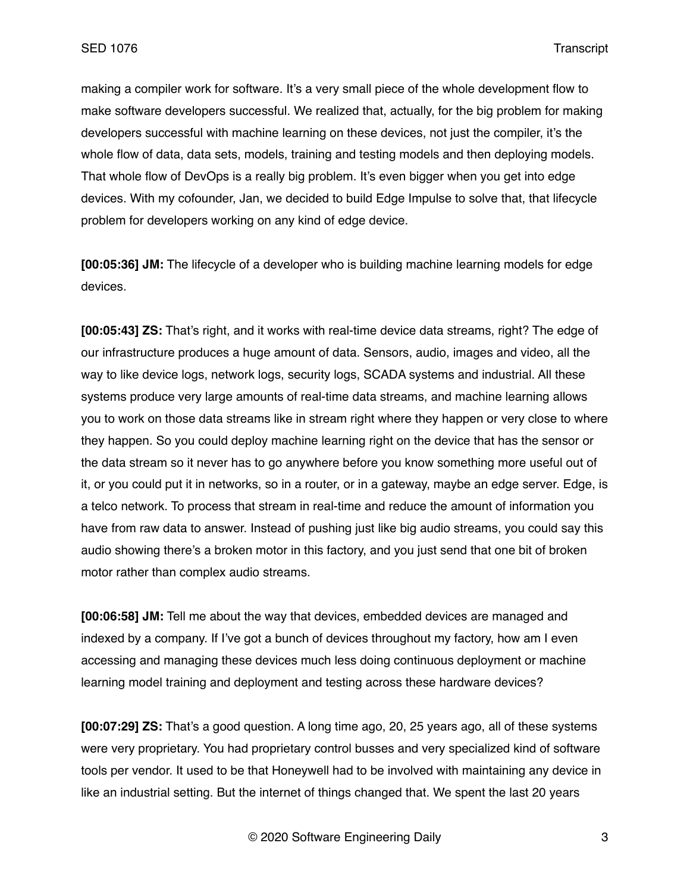making a compiler work for software. It's a very small piece of the whole development flow to make software developers successful. We realized that, actually, for the big problem for making developers successful with machine learning on these devices, not just the compiler, it's the whole flow of data, data sets, models, training and testing models and then deploying models. That whole flow of DevOps is a really big problem. It's even bigger when you get into edge devices. With my cofounder, Jan, we decided to build Edge Impulse to solve that, that lifecycle problem for developers working on any kind of edge device.

**[00:05:36] JM:** The lifecycle of a developer who is building machine learning models for edge devices.

**[00:05:43] ZS:** That's right, and it works with real-time device data streams, right? The edge of our infrastructure produces a huge amount of data. Sensors, audio, images and video, all the way to like device logs, network logs, security logs, SCADA systems and industrial. All these systems produce very large amounts of real-time data streams, and machine learning allows you to work on those data streams like in stream right where they happen or very close to where they happen. So you could deploy machine learning right on the device that has the sensor or the data stream so it never has to go anywhere before you know something more useful out of it, or you could put it in networks, so in a router, or in a gateway, maybe an edge server. Edge, is a telco network. To process that stream in real-time and reduce the amount of information you have from raw data to answer. Instead of pushing just like big audio streams, you could say this audio showing there's a broken motor in this factory, and you just send that one bit of broken motor rather than complex audio streams.

**[00:06:58] JM:** Tell me about the way that devices, embedded devices are managed and indexed by a company. If I've got a bunch of devices throughout my factory, how am I even accessing and managing these devices much less doing continuous deployment or machine learning model training and deployment and testing across these hardware devices?

**[00:07:29] ZS:** That's a good question. A long time ago, 20, 25 years ago, all of these systems were very proprietary. You had proprietary control busses and very specialized kind of software tools per vendor. It used to be that Honeywell had to be involved with maintaining any device in like an industrial setting. But the internet of things changed that. We spent the last 20 years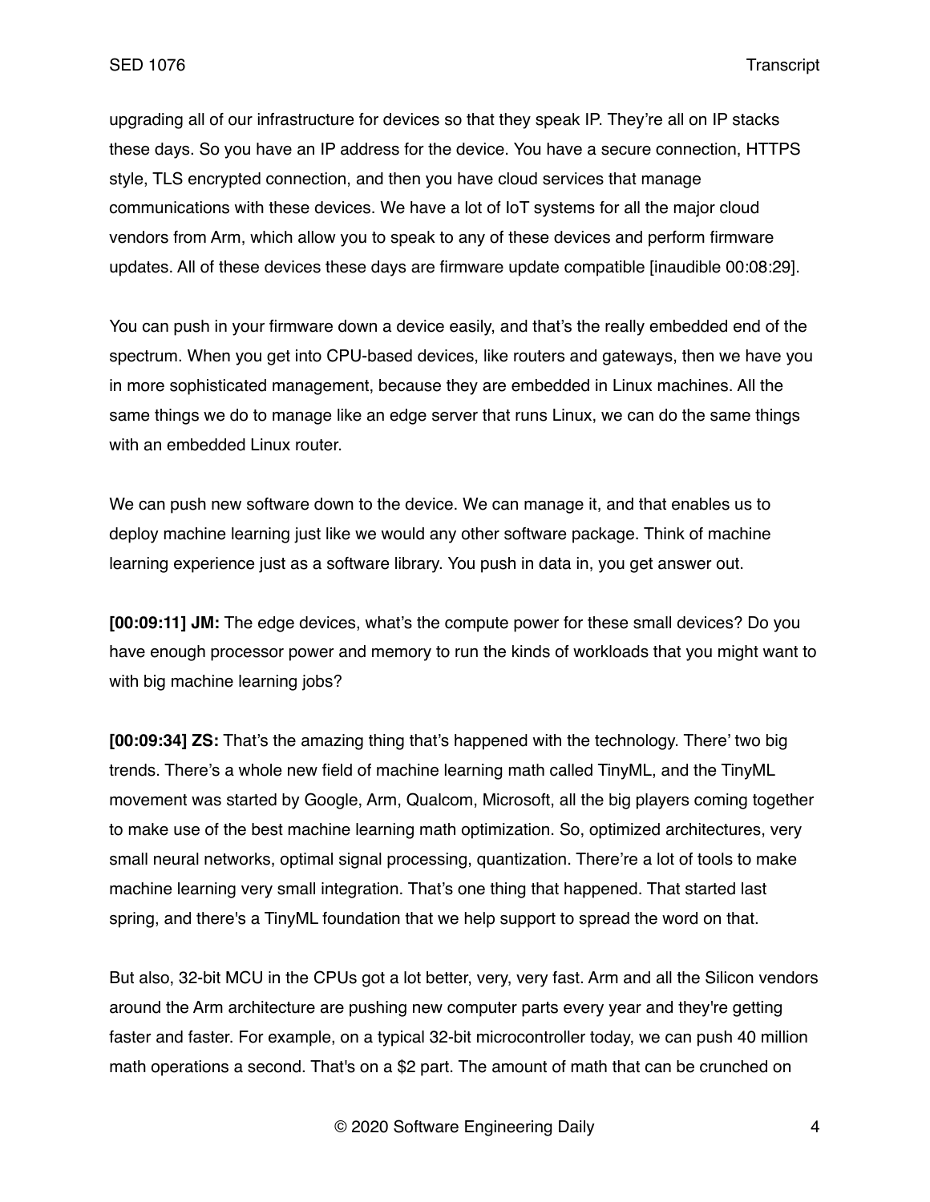upgrading all of our infrastructure for devices so that they speak IP. They're all on IP stacks these days. So you have an IP address for the device. You have a secure connection, HTTPS style, TLS encrypted connection, and then you have cloud services that manage communications with these devices. We have a lot of IoT systems for all the major cloud vendors from Arm, which allow you to speak to any of these devices and perform firmware updates. All of these devices these days are firmware update compatible [inaudible 00:08:29].

You can push in your firmware down a device easily, and that's the really embedded end of the spectrum. When you get into CPU-based devices, like routers and gateways, then we have you in more sophisticated management, because they are embedded in Linux machines. All the same things we do to manage like an edge server that runs Linux, we can do the same things with an embedded Linux router.

We can push new software down to the device. We can manage it, and that enables us to deploy machine learning just like we would any other software package. Think of machine learning experience just as a software library. You push in data in, you get answer out.

**[00:09:11] JM:** The edge devices, what's the compute power for these small devices? Do you have enough processor power and memory to run the kinds of workloads that you might want to with big machine learning jobs?

**[00:09:34] ZS:** That's the amazing thing that's happened with the technology. There' two big trends. There's a whole new field of machine learning math called TinyML, and the TinyML movement was started by Google, Arm, Qualcom, Microsoft, all the big players coming together to make use of the best machine learning math optimization. So, optimized architectures, very small neural networks, optimal signal processing, quantization. There're a lot of tools to make machine learning very small integration. That's one thing that happened. That started last spring, and there's a TinyML foundation that we help support to spread the word on that.

But also, 32-bit MCU in the CPUs got a lot better, very, very fast. Arm and all the Silicon vendors around the Arm architecture are pushing new computer parts every year and they're getting faster and faster. For example, on a typical 32-bit microcontroller today, we can push 40 million math operations a second. That's on a $2 part. The amount of math that can be crunched on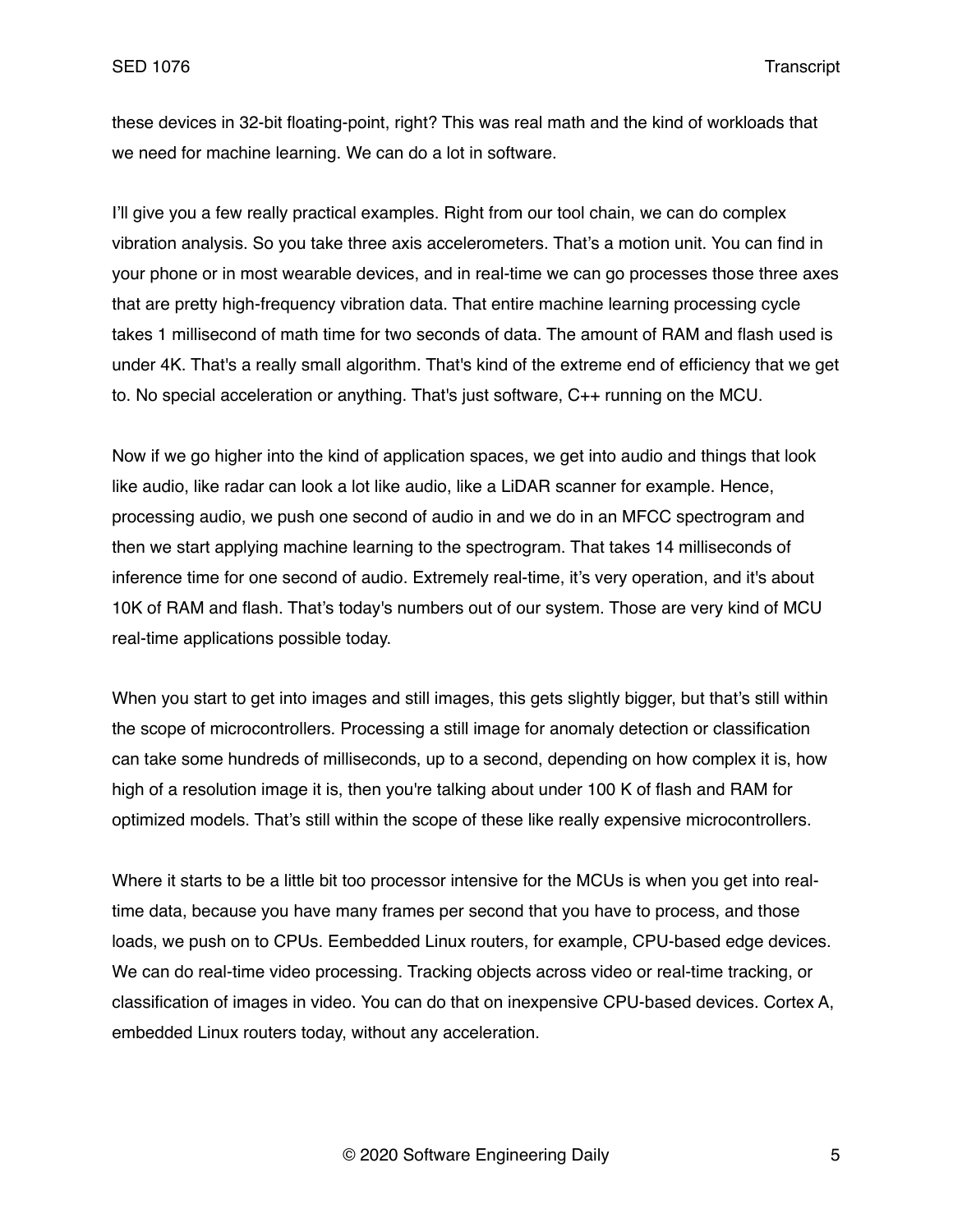these devices in 32-bit floating-point, right? This was real math and the kind of workloads that we need for machine learning. We can do a lot in software.

I'll give you a few really practical examples. Right from our tool chain, we can do complex vibration analysis. So you take three axis accelerometers. That's a motion unit. You can find in your phone or in most wearable devices, and in real-time we can go processes those three axes that are pretty high-frequency vibration data. That entire machine learning processing cycle takes 1 millisecond of math time for two seconds of data. The amount of RAM and flash used is under 4K. That's a really small algorithm. That's kind of the extreme end of efficiency that we get to. No special acceleration or anything. That's just software, C++ running on the MCU.

Now if we go higher into the kind of application spaces, we get into audio and things that look like audio, like radar can look a lot like audio, like a LiDAR scanner for example. Hence, processing audio, we push one second of audio in and we do in an MFCC spectrogram and then we start applying machine learning to the spectrogram. That takes 14 milliseconds of inference time for one second of audio. Extremely real-time, it's very operation, and it's about 10K of RAM and flash. That's today's numbers out of our system. Those are very kind of MCU real-time applications possible today.

When you start to get into images and still images, this gets slightly bigger, but that's still within the scope of microcontrollers. Processing a still image for anomaly detection or classification can take some hundreds of milliseconds, up to a second, depending on how complex it is, how high of a resolution image it is, then you're talking about under 100 K of flash and RAM for optimized models. That's still within the scope of these like really expensive microcontrollers.

Where it starts to be a little bit too processor intensive for the MCUs is when you get into real-time data, because you have many frames per second that you have to process, and those loads, we push on to CPUs. Eembedded Linux routers, for example, CPU-based edge devices. We can do real-time video processing. Tracking objects across video or real-time tracking, or classification of images in video. You can do that on inexpensive CPU-based devices. Cortex A, embedded Linux routers today, without any acceleration.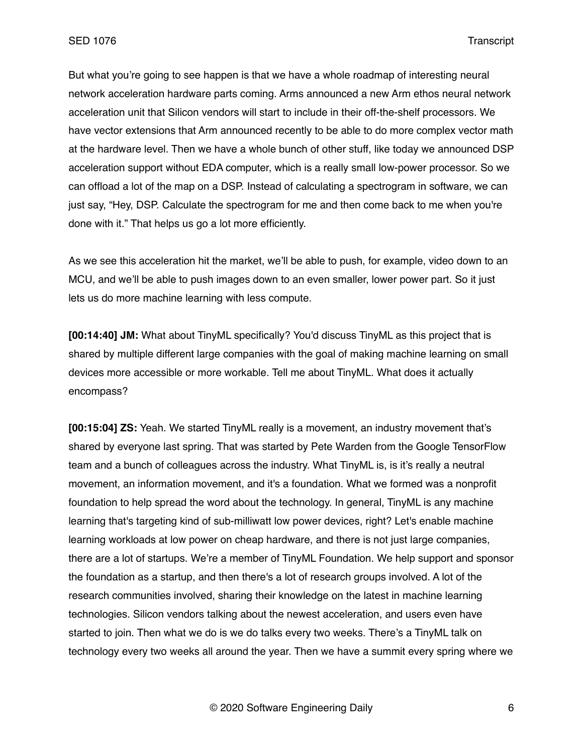But what you're going to see happen is that we have a whole roadmap of interesting neural network acceleration hardware parts coming. Arms announced a new Arm ethos neural network acceleration unit that Silicon vendors will start to include in their off-the-shelf processors. We have vector extensions that Arm announced recently to be able to do more complex vector math at the hardware level. Then we have a whole bunch of other stuff, like today we announced DSP acceleration support without EDA computer, which is a really small low-power processor. So we can offload a lot of the map on a DSP. Instead of calculating a spectrogram in software, we can just say, "Hey, DSP. Calculate the spectrogram for me and then come back to me when you're done with it." That helps us go a lot more efficiently.

As we see this acceleration hit the market, we'll be able to push, for example, video down to an MCU, and we'll be able to push images down to an even smaller, lower power part. So it just lets us do more machine learning with less compute.

**[00:14:40] JM:** What about TinyML specifically? You'd discuss TinyML as this project that is shared by multiple different large companies with the goal of making machine learning on small devices more accessible or more workable. Tell me about TinyML. What does it actually encompass?

**[00:15:04] ZS:** Yeah. We started TinyML really is a movement, an industry movement that's shared by everyone last spring. That was started by Pete Warden from the Google TensorFlow team and a bunch of colleagues across the industry. What TinyML is, is it's really a neutral movement, an information movement, and it's a foundation. What we formed was a nonprofit foundation to help spread the word about the technology. In general, TinyML is any machine learning that's targeting kind of sub-milliwatt low power devices, right? Let's enable machine learning workloads at low power on cheap hardware, and there is not just large companies, there are a lot of startups. We're a member of TinyML Foundation. We help support and sponsor the foundation as a startup, and then there's a lot of research groups involved. A lot of the research communities involved, sharing their knowledge on the latest in machine learning technologies. Silicon vendors talking about the newest acceleration, and users even have started to join. Then what we do is we do talks every two weeks. There's a TinyML talk on technology every two weeks all around the year. Then we have a summit every spring where we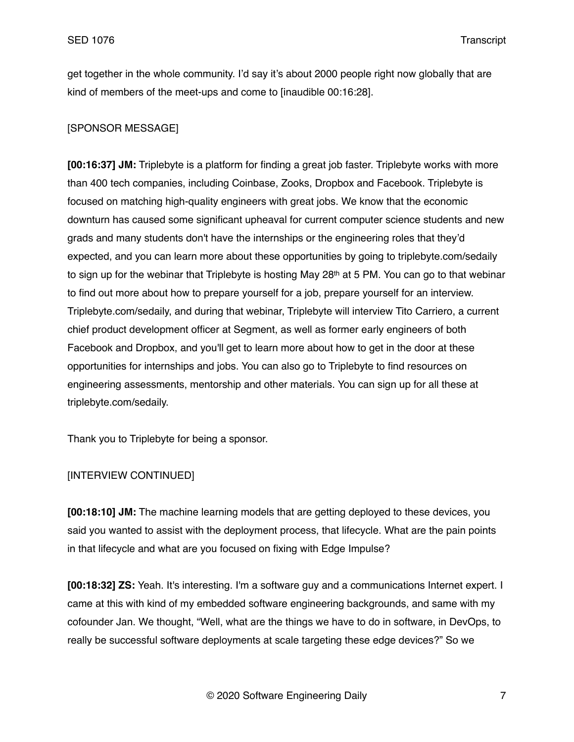get together in the whole community. I'd say it's about 2000 people right now globally that are kind of members of the meet-ups and come to [inaudible 00:16:28].

[SPONSOR MESSAGE]

**[00:16:37] JM:** Triplebyte is a platform for finding a great job faster. Triplebyte works with more than 400 tech companies, including Coinbase, Zooks, Dropbox and Facebook. Triplebyte is focused on matching high-quality engineers with great jobs. We know that the economic downturn has caused some significant upheaval for current computer science students and new grads and many students don't have the internships or the engineering roles that they'd expected, and you can learn more about these opportunities by going to triplebyte.com/sedaily to sign up for the webinar that Triplebyte is hosting May 28th at 5 PM. You can go to that webinar to find out more about how to prepare yourself for a job, prepare yourself for an interview. Triplebyte.com/sedaily, and during that webinar, Triplebyte will interview Tito Carriero, a current chief product development officer at Segment, as well as former early engineers of both Facebook and Dropbox, and you'll get to learn more about how to get in the door at these opportunities for internships and jobs. You can also go to Triplebyte to find resources on engineering assessments, mentorship and other materials. You can sign up for all these at triplebyte.com/sedaily.

Thank you to Triplebyte for being a sponsor.

[INTERVIEW CONTINUED]

**[00:18:10] JM:** The machine learning models that are getting deployed to these devices, you said you wanted to assist with the deployment process, that lifecycle. What are the pain points in that lifecycle and what are you focused on fixing with Edge Impulse?

**[00:18:32] ZS:** Yeah. It's interesting. I'm a software guy and a communications Internet expert. I came at this with kind of my embedded software engineering backgrounds, and same with my cofounder Jan. We thought, "Well, what are the things we have to do in software, in DevOps, to really be successful software deployments at scale targeting these edge devices?" So we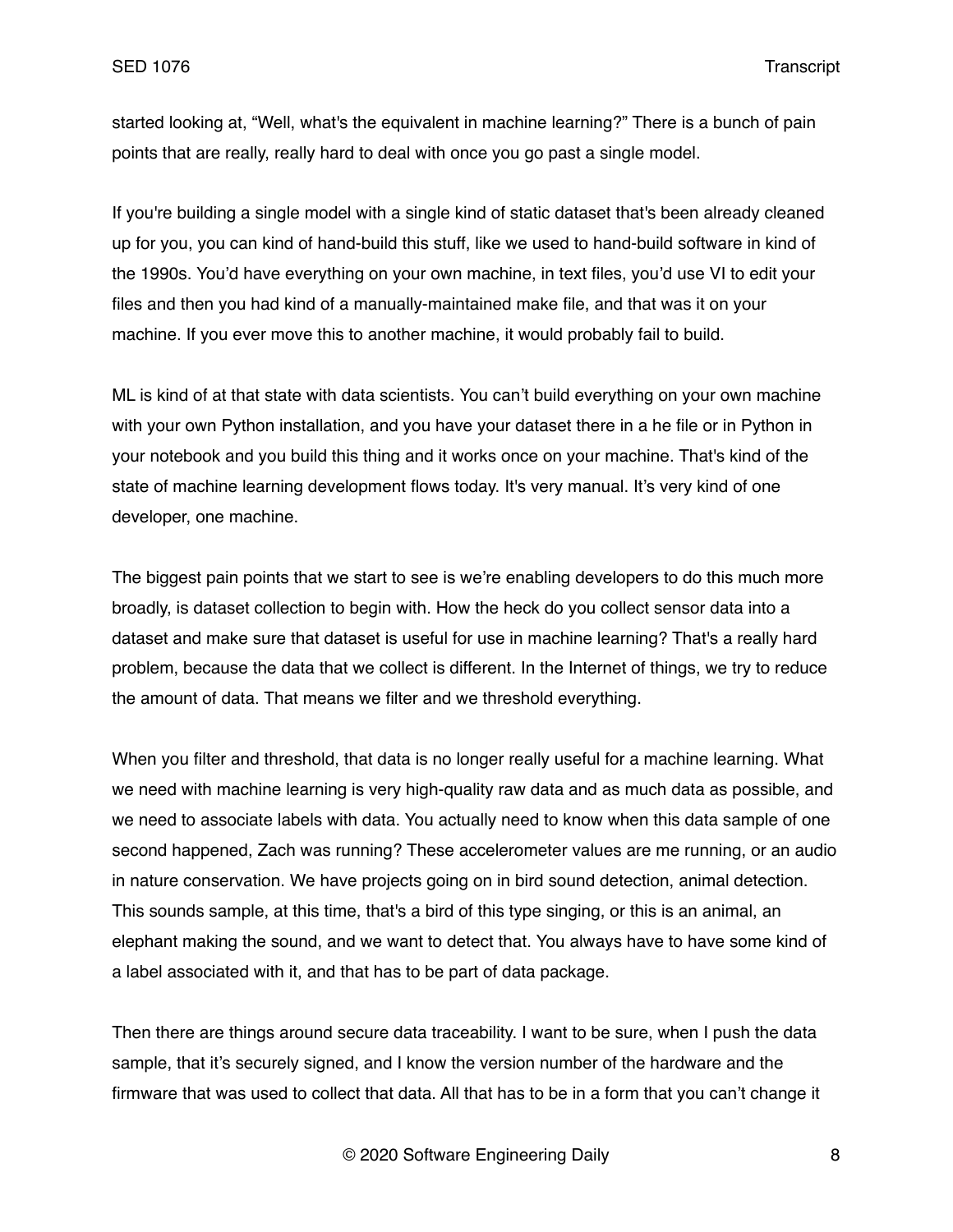started looking at, "Well, what's the equivalent in machine learning?" There is a bunch of pain points that are really, really hard to deal with once you go past a single model.

If you're building a single model with a single kind of static dataset that's been already cleaned up for you, you can kind of hand-build this stuff, like we used to hand-build software in kind of the 1990s. You'd have everything on your own machine, in text files, you'd use VI to edit your files and then you had kind of a manually-maintained make file, and that was it on your machine. If you ever move this to another machine, it would probably fail to build.

ML is kind of at that state with data scientists. You can't build everything on your own machine with your own Python installation, and you have your dataset there in a he file or in Python in your notebook and you build this thing and it works once on your machine. That's kind of the state of machine learning development flows today. It's very manual. It's very kind of one developer, one machine.

The biggest pain points that we start to see is we're enabling developers to do this much more broadly, is dataset collection to begin with. How the heck do you collect sensor data into a dataset and make sure that dataset is useful for use in machine learning? That's a really hard problem, because the data that we collect is different. In the Internet of things, we try to reduce the amount of data. That means we filter and we threshold everything.

When you filter and threshold, that data is no longer really useful for a machine learning. What we need with machine learning is very high-quality raw data and as much data as possible, and we need to associate labels with data. You actually need to know when this data sample of one second happened, Zach was running? These accelerometer values are me running, or an audio in nature conservation. We have projects going on in bird sound detection, animal detection. This sounds sample, at this time, that's a bird of this type singing, or this is an animal, an elephant making the sound, and we want to detect that. You always have to have some kind of a label associated with it, and that has to be part of data package.

Then there are things around secure data traceability. I want to be sure, when I push the data sample, that it's securely signed, and I know the version number of the hardware and the firmware that was used to collect that data. All that has to be in a form that you can't change it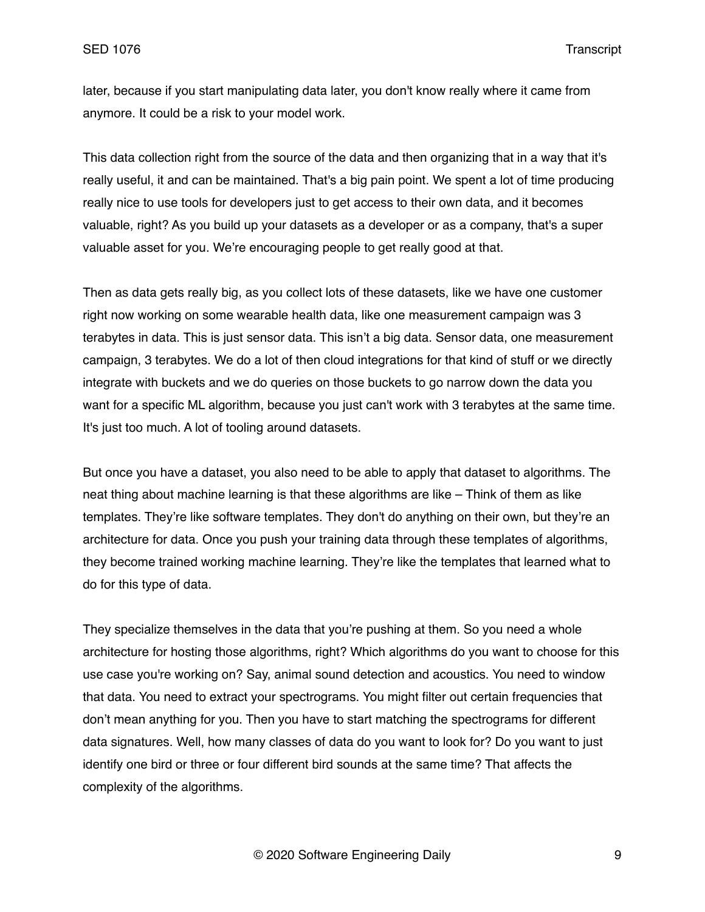later, because if you start manipulating data later, you don't know really where it came from anymore. It could be a risk to your model work.

This data collection right from the source of the data and then organizing that in a way that it's really useful, it and can be maintained. That's a big pain point. We spent a lot of time producing really nice to use tools for developers just to get access to their own data, and it becomes valuable, right? As you build up your datasets as a developer or as a company, that's a super valuable asset for you. We're encouraging people to get really good at that.

Then as data gets really big, as you collect lots of these datasets, like we have one customer right now working on some wearable health data, like one measurement campaign was 3 terabytes in data. This is just sensor data. This isn't a big data. Sensor data, one measurement campaign, 3 terabytes. We do a lot of then cloud integrations for that kind of stuff or we directly integrate with buckets and we do queries on those buckets to go narrow down the data you want for a specific ML algorithm, because you just can't work with 3 terabytes at the same time. It's just too much. A lot of tooling around datasets.

But once you have a dataset, you also need to be able to apply that dataset to algorithms. The neat thing about machine learning is that these algorithms are like – Think of them as like templates. They're like software templates. They don't do anything on their own, but they're an architecture for data. Once you push your training data through these templates of algorithms, they become trained working machine learning. They're like the templates that learned what to do for this type of data.

They specialize themselves in the data that you're pushing at them. So you need a whole architecture for hosting those algorithms, right? Which algorithms do you want to choose for this use case you're working on? Say, animal sound detection and acoustics. You need to window that data. You need to extract your spectrograms. You might filter out certain frequencies that don't mean anything for you. Then you have to start matching the spectrograms for different data signatures. Well, how many classes of data do you want to look for? Do you want to just identify one bird or three or four different bird sounds at the same time? That affects the complexity of the algorithms.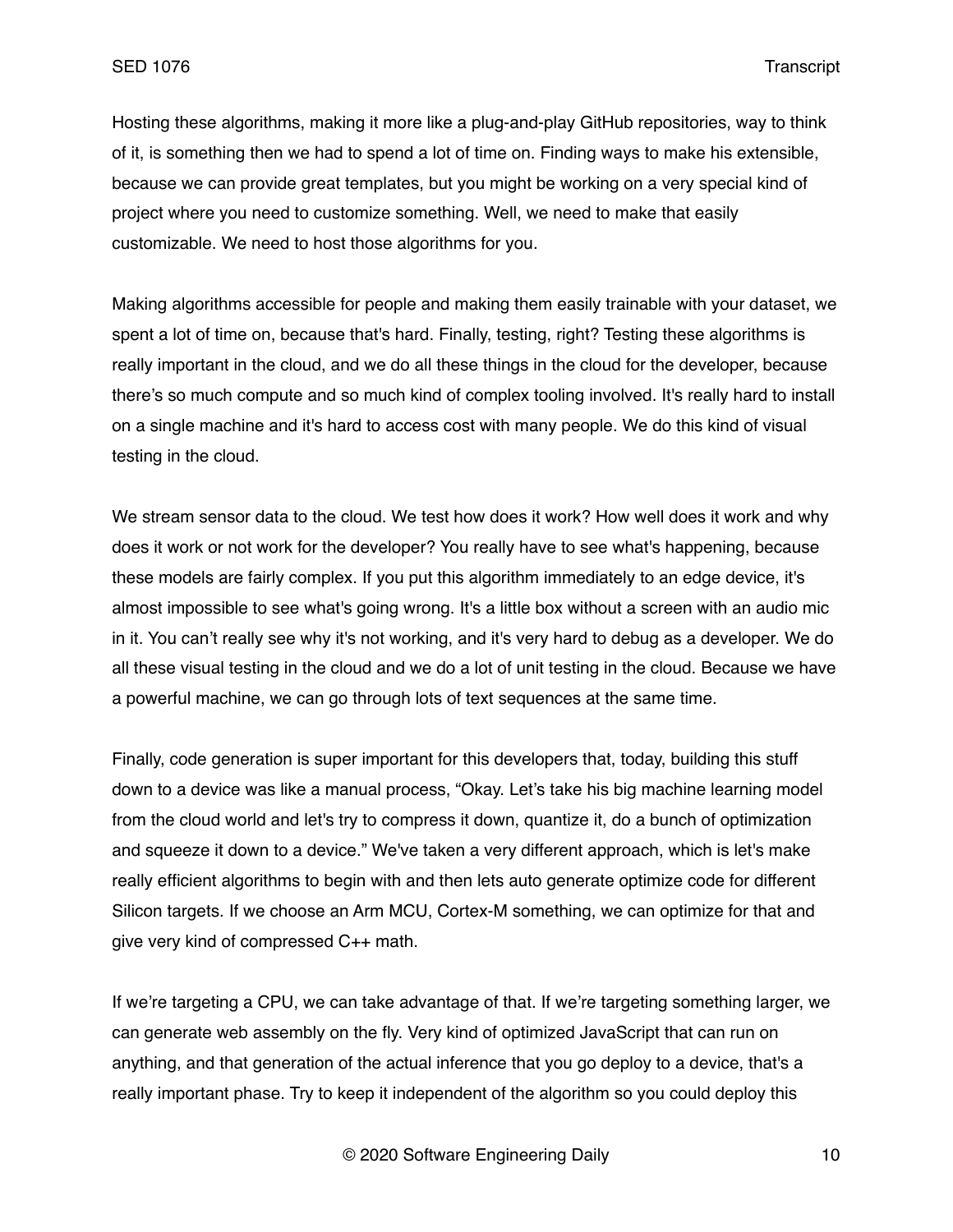Hosting these algorithms, making it more like a plug-and-play GitHub repositories, way to think of it, is something then we had to spend a lot of time on. Finding ways to make his extensible, because we can provide great templates, but you might be working on a very special kind of project where you need to customize something. Well, we need to make that easily customizable. We need to host those algorithms for you.

Making algorithms accessible for people and making them easily trainable with your dataset, we spent a lot of time on, because that's hard. Finally, testing, right? Testing these algorithms is really important in the cloud, and we do all these things in the cloud for the developer, because there's so much compute and so much kind of complex tooling involved. It's really hard to install on a single machine and it's hard to access cost with many people. We do this kind of visual testing in the cloud.

We stream sensor data to the cloud. We test how does it work? How well does it work and why does it work or not work for the developer? You really have to see what's happening, because these models are fairly complex. If you put this algorithm immediately to an edge device, it's almost impossible to see what's going wrong. It's a little box without a screen with an audio mic in it. You can't really see why it's not working, and it's very hard to debug as a developer. We do all these visual testing in the cloud and we do a lot of unit testing in the cloud. Because we have a powerful machine, we can go through lots of text sequences at the same time.

Finally, code generation is super important for this developers that, today, building this stuff down to a device was like a manual process, "Okay. Let's take his big machine learning model from the cloud world and let's try to compress it down, quantize it, do a bunch of optimization and squeeze it down to a device." We've taken a very different approach, which is let's make really efficient algorithms to begin with and then lets auto generate optimize code for different Silicon targets. If we choose an Arm MCU, Cortex-M something, we can optimize for that and give very kind of compressed C++ math.

If we're targeting a CPU, we can take advantage of that. If we're targeting something larger, we can generate web assembly on the fly. Very kind of optimized JavaScript that can run on anything, and that generation of the actual inference that you go deploy to a device, that's a really important phase. Try to keep it independent of the algorithm so you could deploy this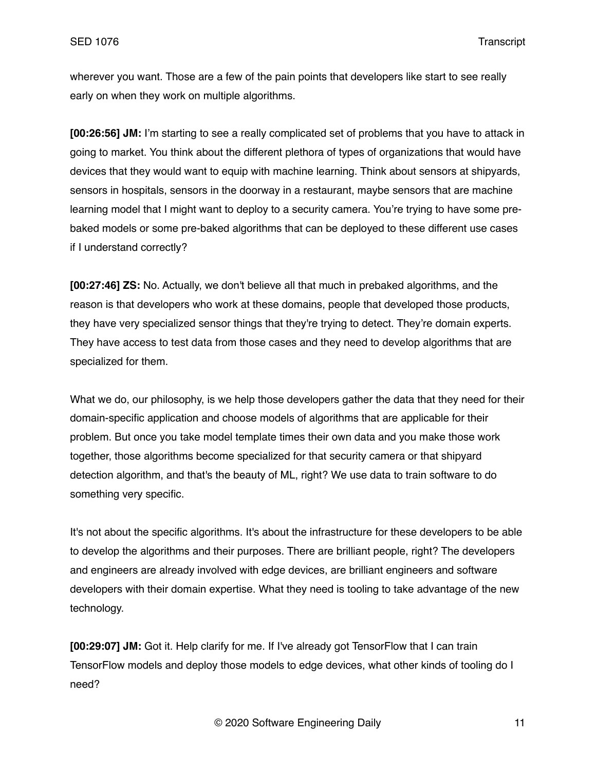wherever you want. Those are a few of the pain points that developers like start to see really early on when they work on multiple algorithms.

**[00:26:56] JM:** I'm starting to see a really complicated set of problems that you have to attack in going to market. You think about the different plethora of types of organizations that would have devices that they would want to equip with machine learning. Think about sensors at shipyards, sensors in hospitals, sensors in the doorway in a restaurant, maybe sensors that are machine learning model that I might want to deploy to a security camera. You're trying to have some pre-baked models or some pre-baked algorithms that can be deployed to these different use cases if I understand correctly?

**[00:27:46] ZS:** No. Actually, we don't believe all that much in prebaked algorithms, and the reason is that developers who work at these domains, people that developed those products, they have very specialized sensor things that they're trying to detect. They're domain experts. They have access to test data from those cases and they need to develop algorithms that are specialized for them.

What we do, our philosophy, is we help those developers gather the data that they need for their domain-specific application and choose models of algorithms that are applicable for their problem. But once you take model template times their own data and you make those work together, those algorithms become specialized for that security camera or that shipyard detection algorithm, and that's the beauty of ML, right? We use data to train software to do something very specific.

It's not about the specific algorithms. It's about the infrastructure for these developers to be able to develop the algorithms and their purposes. There are brilliant people, right? The developers and engineers are already involved with edge devices, are brilliant engineers and software developers with their domain expertise. What they need is tooling to take advantage of the new technology.

**[00:29:07] JM:** Got it. Help clarify for me. If I've already got TensorFlow that I can train TensorFlow models and deploy those models to edge devices, what other kinds of tooling do I need?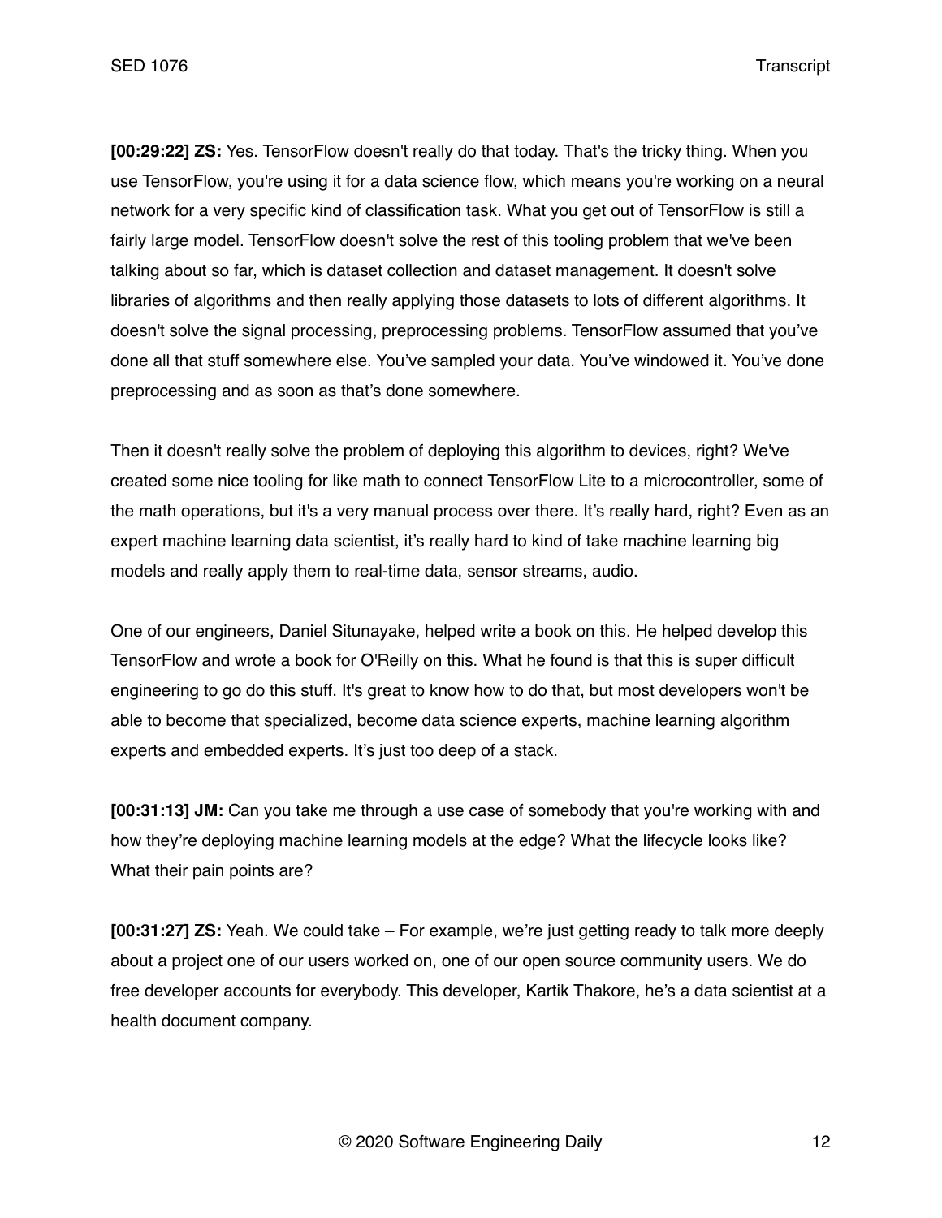**[00:29:22] ZS:** Yes. TensorFlow doesn't really do that today. That's the tricky thing. When you use TensorFlow, you're using it for a data science flow, which means you're working on a neural network for a very specific kind of classification task. What you get out of TensorFlow is still a fairly large model. TensorFlow doesn't solve the rest of this tooling problem that we've been talking about so far, which is dataset collection and dataset management. It doesn't solve libraries of algorithms and then really applying those datasets to lots of different algorithms. It doesn't solve the signal processing, preprocessing problems. TensorFlow assumed that you've done all that stuff somewhere else. You've sampled your data. You've windowed it. You've done preprocessing and as soon as that's done somewhere.

Then it doesn't really solve the problem of deploying this algorithm to devices, right? We've created some nice tooling for like math to connect TensorFlow Lite to a microcontroller, some of the math operations, but it's a very manual process over there. It's really hard, right? Even as an expert machine learning data scientist, it's really hard to kind of take machine learning big models and really apply them to real-time data, sensor streams, audio.

One of our engineers, Daniel Situnayake, helped write a book on this. He helped develop this TensorFlow and wrote a book for O'Reilly on this. What he found is that this is super difficult engineering to go do this stuff. It's great to know how to do that, but most developers won't be able to become that specialized, become data science experts, machine learning algorithm experts and embedded experts. It's just too deep of a stack.

**[00:31:13] JM:** Can you take me through a use case of somebody that you're working with and how they're deploying machine learning models at the edge? What the lifecycle looks like? What their pain points are?

**[00:31:27] ZS:** Yeah. We could take – For example, we're just getting ready to talk more deeply about a project one of our users worked on, one of our open source community users. We do free developer accounts for everybody. This developer, Kartik Thakore, he's a data scientist at a health document company.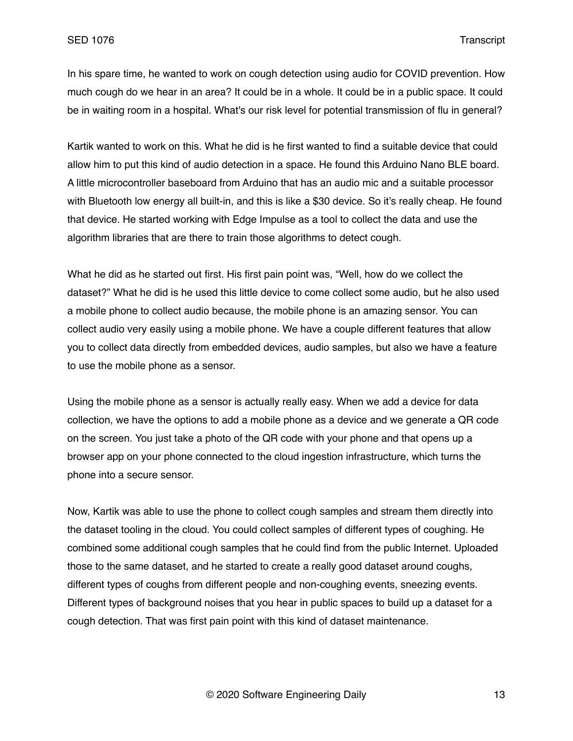In his spare time, he wanted to work on cough detection using audio for COVID prevention. How much cough do we hear in an area? It could be in a whole. It could be in a public space. It could be in waiting room in a hospital. What's our risk level for potential transmission of flu in general?

Kartik wanted to work on this. What he did is he first wanted to find a suitable device that could allow him to put this kind of audio detection in a space. He found this Arduino Nano BLE board. A little microcontroller baseboard from Arduino that has an audio mic and a suitable processor with Bluetooth low energy all built-in, and this is like a $30 device. So it's really cheap. He found that device. He started working with Edge Impulse as a tool to collect the data and use the algorithm libraries that are there to train those algorithms to detect cough.

What he did as he started out first. His first pain point was, "Well, how do we collect the dataset?" What he did is he used this little device to come collect some audio, but he also used a mobile phone to collect audio because, the mobile phone is an amazing sensor. You can collect audio very easily using a mobile phone. We have a couple different features that allow you to collect data directly from embedded devices, audio samples, but also we have a feature to use the mobile phone as a sensor.

Using the mobile phone as a sensor is actually really easy. When we add a device for data collection, we have the options to add a mobile phone as a device and we generate a QR code on the screen. You just take a photo of the QR code with your phone and that opens up a browser app on your phone connected to the cloud ingestion infrastructure, which turns the phone into a secure sensor.

Now, Kartik was able to use the phone to collect cough samples and stream them directly into the dataset tooling in the cloud. You could collect samples of different types of coughing. He combined some additional cough samples that he could find from the public Internet. Uploaded those to the same dataset, and he started to create a really good dataset around coughs, different types of coughs from different people and non-coughing events, sneezing events. Different types of background noises that you hear in public spaces to build up a dataset for a cough detection. That was first pain point with this kind of dataset maintenance.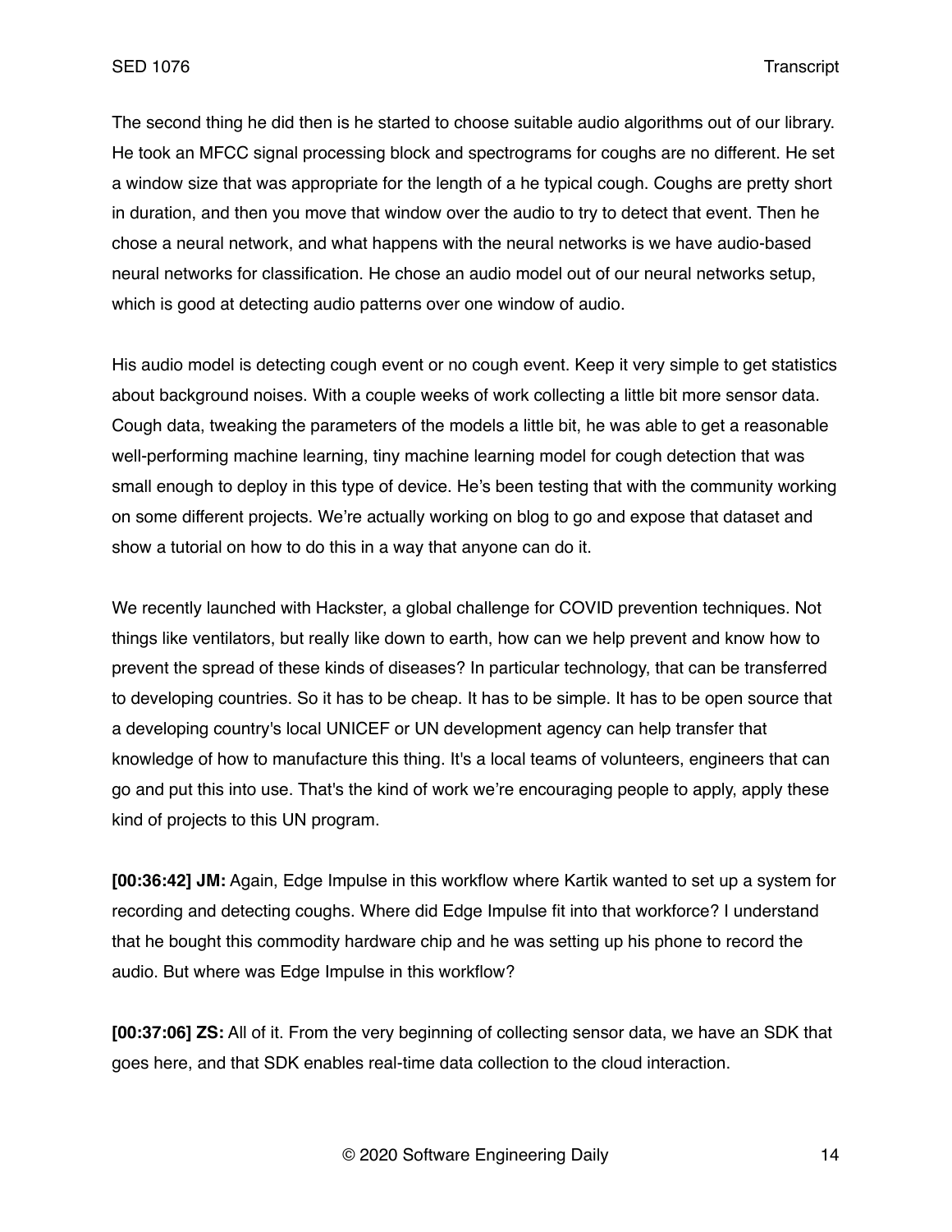The second thing he did then is he started to choose suitable audio algorithms out of our library. He took an MFCC signal processing block and spectrograms for coughs are no different. He set a window size that was appropriate for the length of a he typical cough. Coughs are pretty short in duration, and then you move that window over the audio to try to detect that event. Then he chose a neural network, and what happens with the neural networks is we have audio-based neural networks for classification. He chose an audio model out of our neural networks setup, which is good at detecting audio patterns over one window of audio.

His audio model is detecting cough event or no cough event. Keep it very simple to get statistics about background noises. With a couple weeks of work collecting a little bit more sensor data. Cough data, tweaking the parameters of the models a little bit, he was able to get a reasonable well-performing machine learning, tiny machine learning model for cough detection that was small enough to deploy in this type of device. He's been testing that with the community working on some different projects. We're actually working on blog to go and expose that dataset and show a tutorial on how to do this in a way that anyone can do it.

We recently launched with Hackster, a global challenge for COVID prevention techniques. Not things like ventilators, but really like down to earth, how can we help prevent and know how to prevent the spread of these kinds of diseases? In particular technology, that can be transferred to developing countries. So it has to be cheap. It has to be simple. It has to be open source that a developing country's local UNICEF or UN development agency can help transfer that knowledge of how to manufacture this thing. It's a local teams of volunteers, engineers that can go and put this into use. That's the kind of work we're encouraging people to apply, apply these kind of projects to this UN program.

**[00:36:42] JM:** Again, Edge Impulse in this workflow where Kartik wanted to set up a system for recording and detecting coughs. Where did Edge Impulse fit into that workforce? I understand that he bought this commodity hardware chip and he was setting up his phone to record the audio. But where was Edge Impulse in this workflow?

**[00:37:06] ZS:** All of it. From the very beginning of collecting sensor data, we have an SDK that goes here, and that SDK enables real-time data collection to the cloud interaction.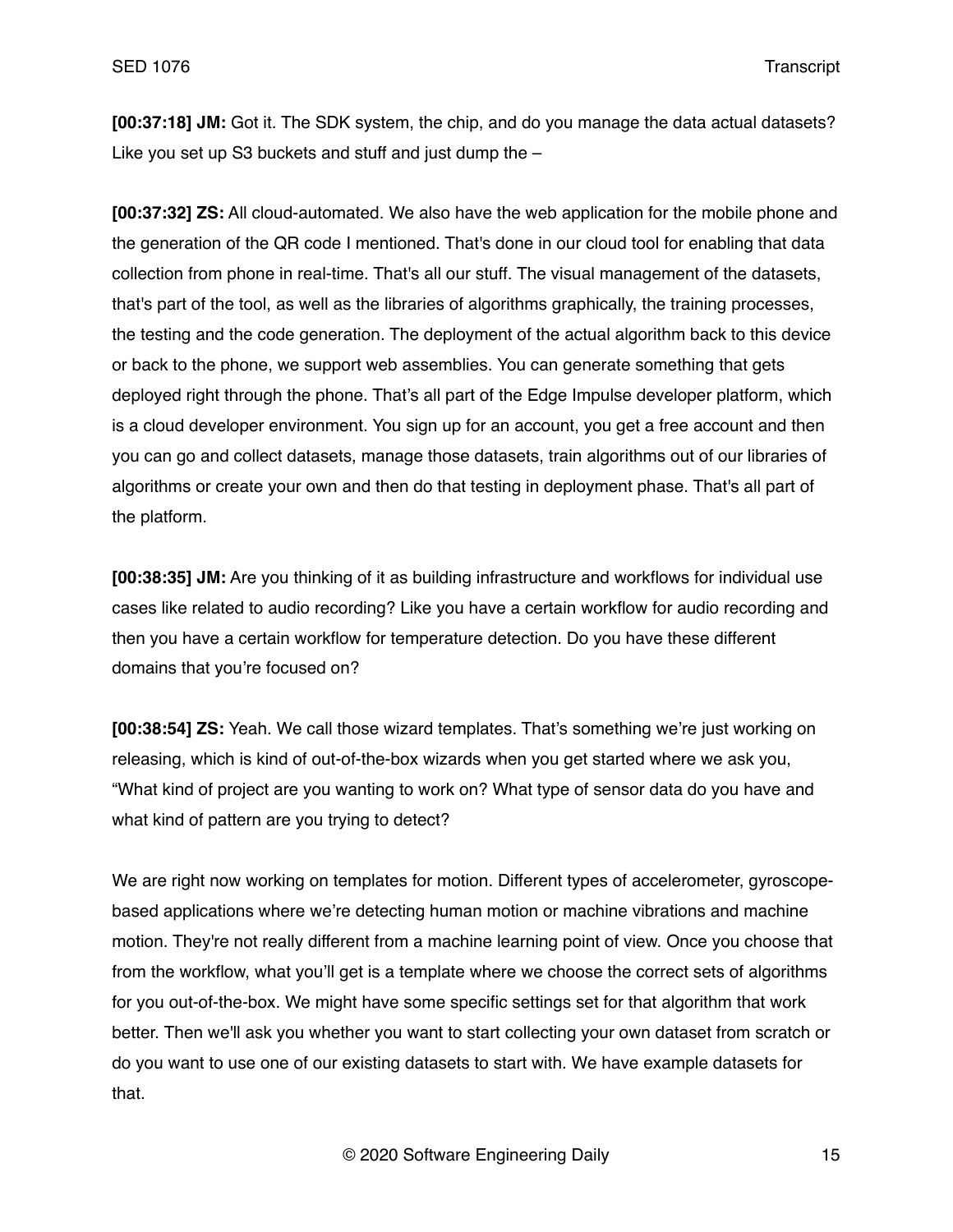**[00:37:18] JM:** Got it. The SDK system, the chip, and do you manage the data actual datasets? Like you set up S3 buckets and stuff and just dump the –

**[00:37:32] ZS:** All cloud-automated. We also have the web application for the mobile phone and the generation of the QR code I mentioned. That's done in our cloud tool for enabling that data collection from phone in real-time. That's all our stuff. The visual management of the datasets, that's part of the tool, as well as the libraries of algorithms graphically, the training processes, the testing and the code generation. The deployment of the actual algorithm back to this device or back to the phone, we support web assemblies. You can generate something that gets deployed right through the phone. That's all part of the Edge Impulse developer platform, which is a cloud developer environment. You sign up for an account, you get a free account and then you can go and collect datasets, manage those datasets, train algorithms out of our libraries of algorithms or create your own and then do that testing in deployment phase. That's all part of the platform.

**[00:38:35] JM:** Are you thinking of it as building infrastructure and workflows for individual use cases like related to audio recording? Like you have a certain workflow for audio recording and then you have a certain workflow for temperature detection. Do you have these different domains that you're focused on?

**[00:38:54] ZS:** Yeah. We call those wizard templates. That's something we're just working on releasing, which is kind of out-of-the-box wizards when you get started where we ask you, "What kind of project are you wanting to work on? What type of sensor data do you have and what kind of pattern are you trying to detect?

We are right now working on templates for motion. Different types of accelerometer, gyroscope-based applications where we're detecting human motion or machine vibrations and machine motion. They're not really different from a machine learning point of view. Once you choose that from the workflow, what you'll get is a template where we choose the correct sets of algorithms for you out-of-the-box. We might have some specific settings set for that algorithm that work better. Then we'll ask you whether you want to start collecting your own dataset from scratch or do you want to use one of our existing datasets to start with. We have example datasets for that.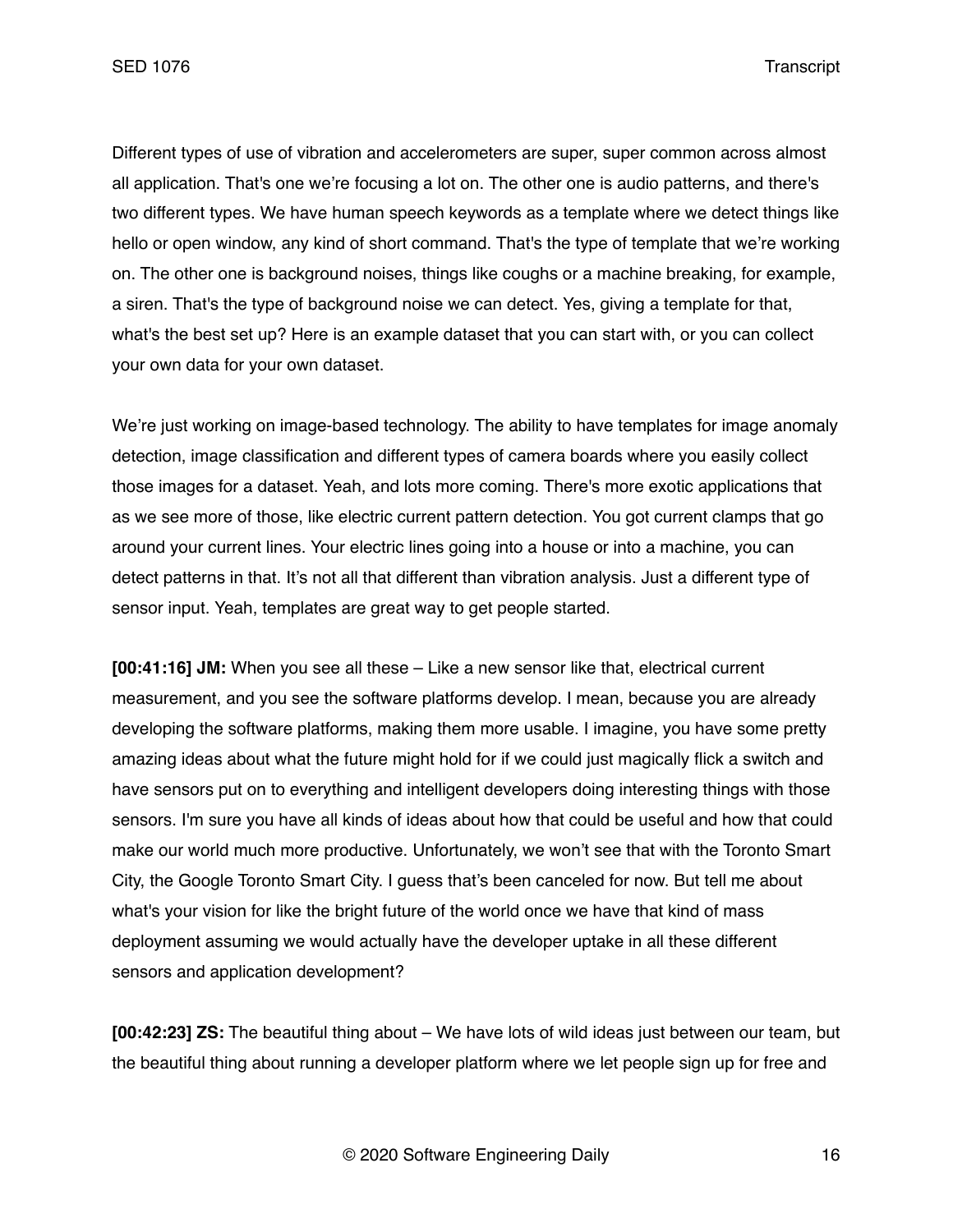Different types of use of vibration and accelerometers are super, super common across almost all application. That's one we're focusing a lot on. The other one is audio patterns, and there's two different types. We have human speech keywords as a template where we detect things like hello or open window, any kind of short command. That's the type of template that we're working on. The other one is background noises, things like coughs or a machine breaking, for example, a siren. That's the type of background noise we can detect. Yes, giving a template for that, what's the best set up? Here is an example dataset that you can start with, or you can collect your own data for your own dataset.

We're just working on image-based technology. The ability to have templates for image anomaly detection, image classification and different types of camera boards where you easily collect those images for a dataset. Yeah, and lots more coming. There's more exotic applications that as we see more of those, like electric current pattern detection. You got current clamps that go around your current lines. Your electric lines going into a house or into a machine, you can detect patterns in that. It's not all that different than vibration analysis. Just a different type of sensor input. Yeah, templates are great way to get people started.

**[00:41:16] JM:** When you see all these – Like a new sensor like that, electrical current measurement, and you see the software platforms develop. I mean, because you are already developing the software platforms, making them more usable. I imagine, you have some pretty amazing ideas about what the future might hold for if we could just magically flick a switch and have sensors put on to everything and intelligent developers doing interesting things with those sensors. I'm sure you have all kinds of ideas about how that could be useful and how that could make our world much more productive. Unfortunately, we won't see that with the Toronto Smart City, the Google Toronto Smart City. I guess that's been canceled for now. But tell me about what's your vision for like the bright future of the world once we have that kind of mass deployment assuming we would actually have the developer uptake in all these different sensors and application development?

**[00:42:23] ZS:** The beautiful thing about – We have lots of wild ideas just between our team, but the beautiful thing about running a developer platform where we let people sign up for free and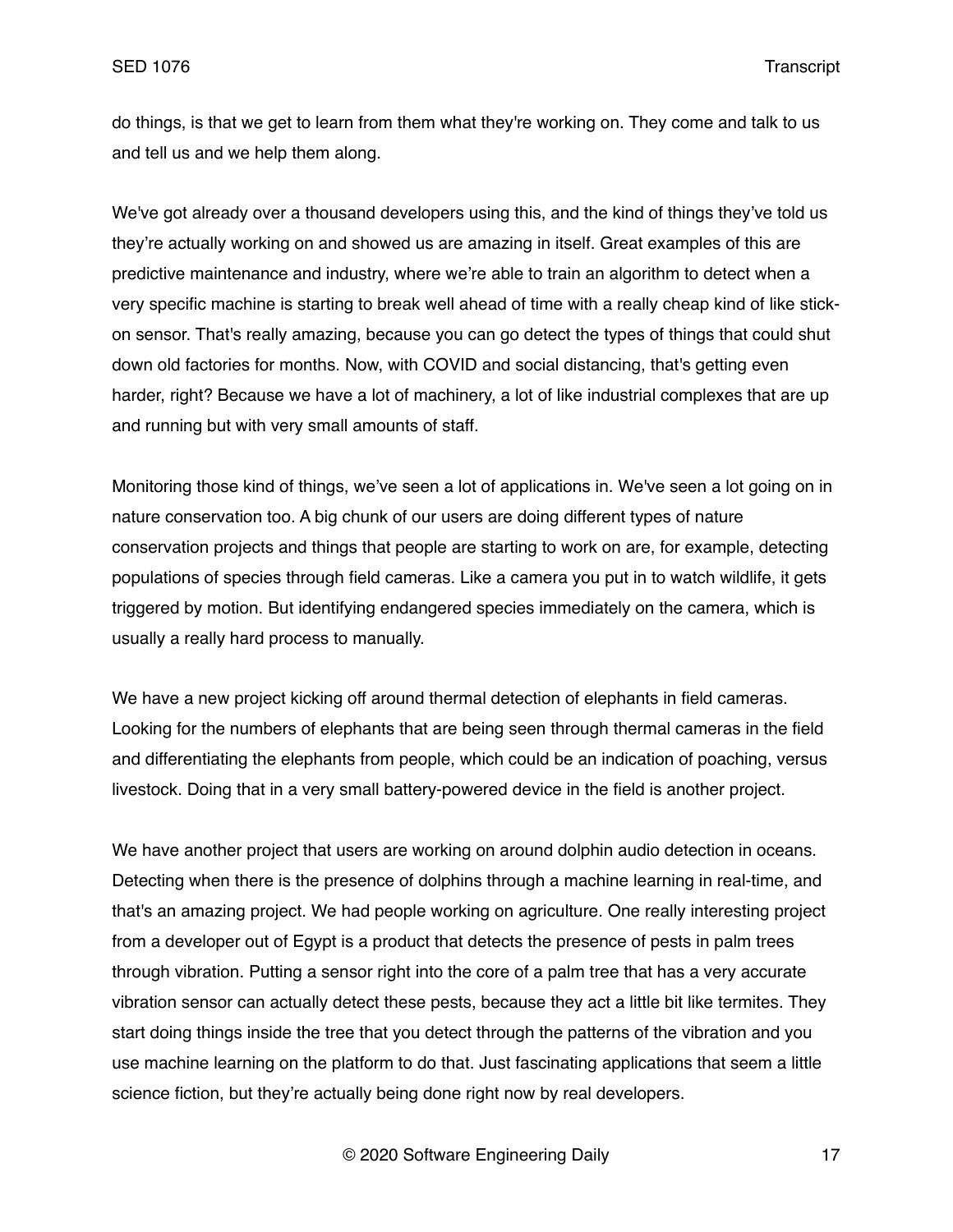do things, is that we get to learn from them what they're working on. They come and talk to us and tell us and we help them along.

We've got already over a thousand developers using this, and the kind of things they've told us they're actually working on and showed us are amazing in itself. Great examples of this are predictive maintenance and industry, where we're able to train an algorithm to detect when a very specific machine is starting to break well ahead of time with a really cheap kind of like stick-on sensor. That's really amazing, because you can go detect the types of things that could shut down old factories for months. Now, with COVID and social distancing, that's getting even harder, right? Because we have a lot of machinery, a lot of like industrial complexes that are up and running but with very small amounts of staff.

Monitoring those kind of things, we've seen a lot of applications in. We've seen a lot going on in nature conservation too. A big chunk of our users are doing different types of nature conservation projects and things that people are starting to work on are, for example, detecting populations of species through field cameras. Like a camera you put in to watch wildlife, it gets triggered by motion. But identifying endangered species immediately on the camera, which is usually a really hard process to manually.

We have a new project kicking off around thermal detection of elephants in field cameras. Looking for the numbers of elephants that are being seen through thermal cameras in the field and differentiating the elephants from people, which could be an indication of poaching, versus livestock. Doing that in a very small battery-powered device in the field is another project.

We have another project that users are working on around dolphin audio detection in oceans. Detecting when there is the presence of dolphins through a machine learning in real-time, and that's an amazing project. We had people working on agriculture. One really interesting project from a developer out of Egypt is a product that detects the presence of pests in palm trees through vibration. Putting a sensor right into the core of a palm tree that has a very accurate vibration sensor can actually detect these pests, because they act a little bit like termites. They start doing things inside the tree that you detect through the patterns of the vibration and you use machine learning on the platform to do that. Just fascinating applications that seem a little science fiction, but they're actually being done right now by real developers.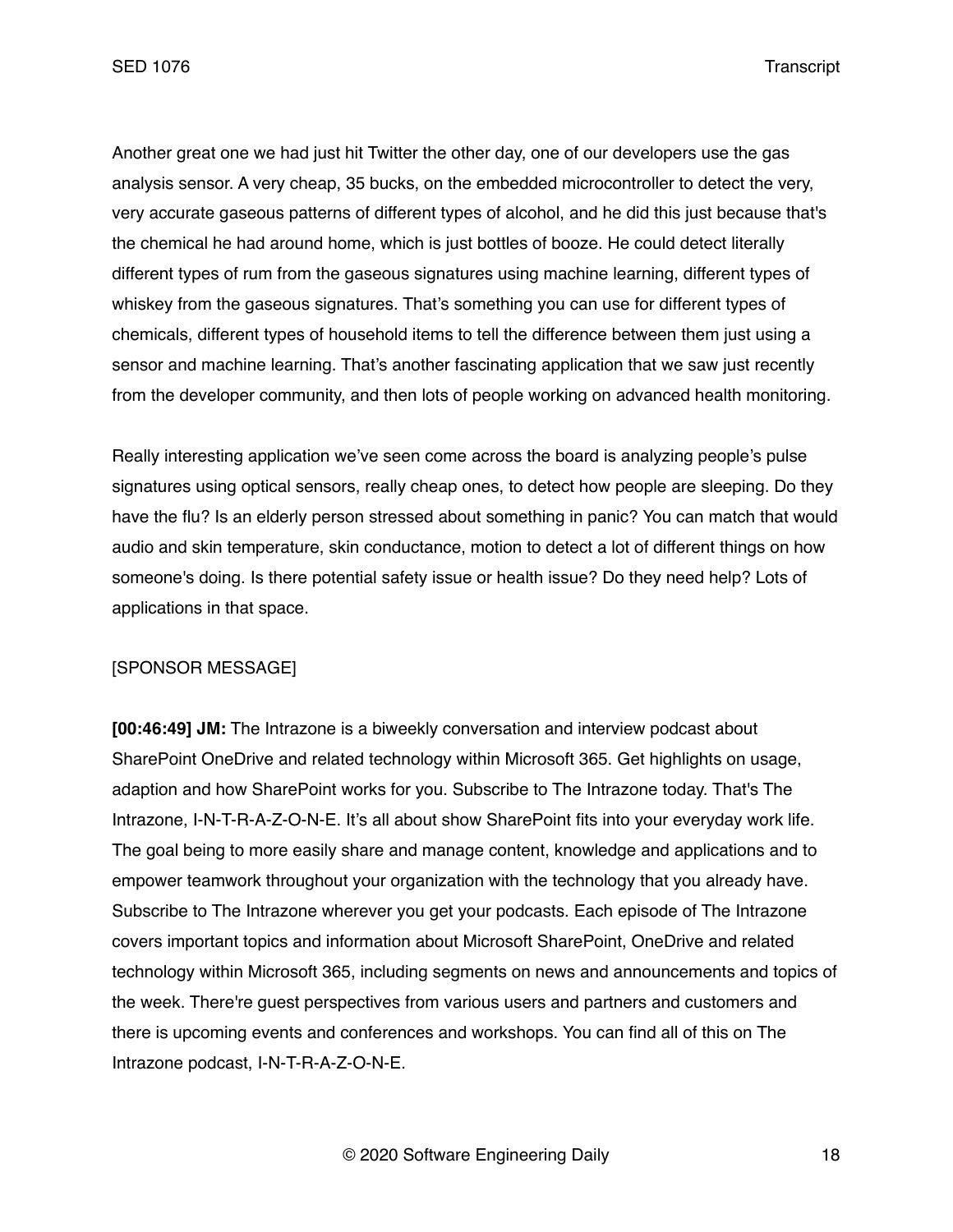Another great one we had just hit Twitter the other day, one of our developers use the gas analysis sensor. A very cheap, 35 bucks, on the embedded microcontroller to detect the very, very accurate gaseous patterns of different types of alcohol, and he did this just because that's the chemical he had around home, which is just bottles of booze. He could detect literally different types of rum from the gaseous signatures using machine learning, different types of whiskey from the gaseous signatures. That's something you can use for different types of chemicals, different types of household items to tell the difference between them just using a sensor and machine learning. That's another fascinating application that we saw just recently from the developer community, and then lots of people working on advanced health monitoring.

Really interesting application we've seen come across the board is analyzing people's pulse signatures using optical sensors, really cheap ones, to detect how people are sleeping. Do they have the flu? Is an elderly person stressed about something in panic? You can match that would audio and skin temperature, skin conductance, motion to detect a lot of different things on how someone's doing. Is there potential safety issue or health issue? Do they need help? Lots of applications in that space.

[SPONSOR MESSAGE]

**[00:46:49] JM:** The Intrazone is a biweekly conversation and interview podcast about SharePoint OneDrive and related technology within Microsoft 365. Get highlights on usage, adaption and how SharePoint works for you. Subscribe to The Intrazone today. That's The Intrazone, I-N-T-R-A-Z-O-N-E. It's all about show SharePoint fits into your everyday work life. The goal being to more easily share and manage content, knowledge and applications and to empower teamwork throughout your organization with the technology that you already have. Subscribe to The Intrazone wherever you get your podcasts. Each episode of The Intrazone covers important topics and information about Microsoft SharePoint, OneDrive and related technology within Microsoft 365, including segments on news and announcements and topics of the week. There're guest perspectives from various users and partners and customers and there is upcoming events and conferences and workshops. You can find all of this on The Intrazone podcast, I-N-T-R-A-Z-O-N-E.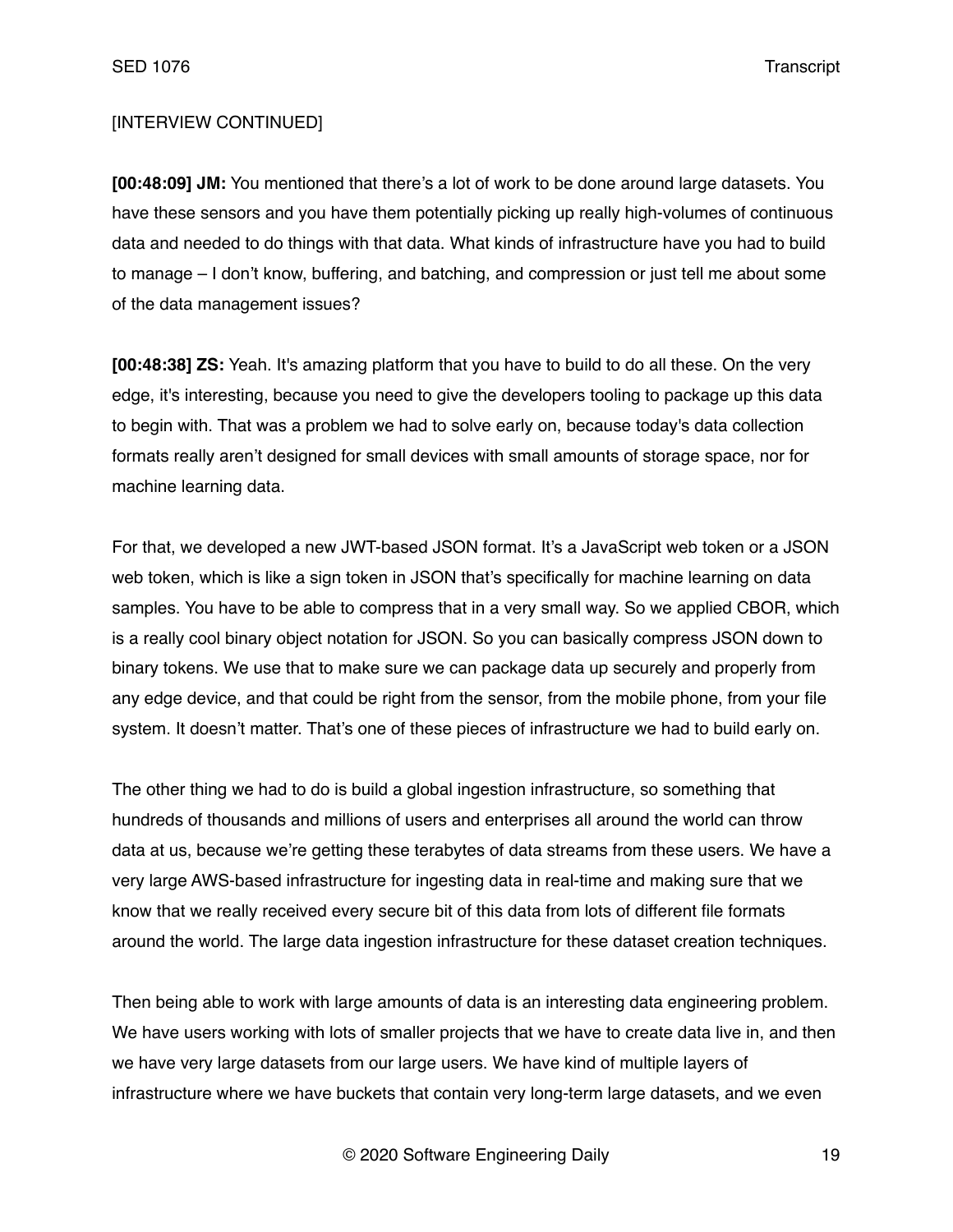[INTERVIEW CONTINUED]

**[00:48:09] JM:** You mentioned that there's a lot of work to be done around large datasets. You have these sensors and you have them potentially picking up really high-volumes of continuous data and needed to do things with that data. What kinds of infrastructure have you had to build to manage – I don't know, buffering, and batching, and compression or just tell me about some of the data management issues?

**[00:48:38] ZS:** Yeah. It's amazing platform that you have to build to do all these. On the very edge, it's interesting, because you need to give the developers tooling to package up this data to begin with. That was a problem we had to solve early on, because today's data collection formats really aren't designed for small devices with small amounts of storage space, nor for machine learning data.

For that, we developed a new JWT-based JSON format. It's a JavaScript web token or a JSON web token, which is like a sign token in JSON that's specifically for machine learning on data samples. You have to be able to compress that in a very small way. So we applied CBOR, which is a really cool binary object notation for JSON. So you can basically compress JSON down to binary tokens. We use that to make sure we can package data up securely and properly from any edge device, and that could be right from the sensor, from the mobile phone, from your file system. It doesn't matter. That's one of these pieces of infrastructure we had to build early on.

The other thing we had to do is build a global ingestion infrastructure, so something that hundreds of thousands and millions of users and enterprises all around the world can throw data at us, because we're getting these terabytes of data streams from these users. We have a very large AWS-based infrastructure for ingesting data in real-time and making sure that we know that we really received every secure bit of this data from lots of different file formats around the world. The large data ingestion infrastructure for these dataset creation techniques.

Then being able to work with large amounts of data is an interesting data engineering problem. We have users working with lots of smaller projects that we have to create data live in, and then we have very large datasets from our large users. We have kind of multiple layers of infrastructure where we have buckets that contain very long-term large datasets, and we even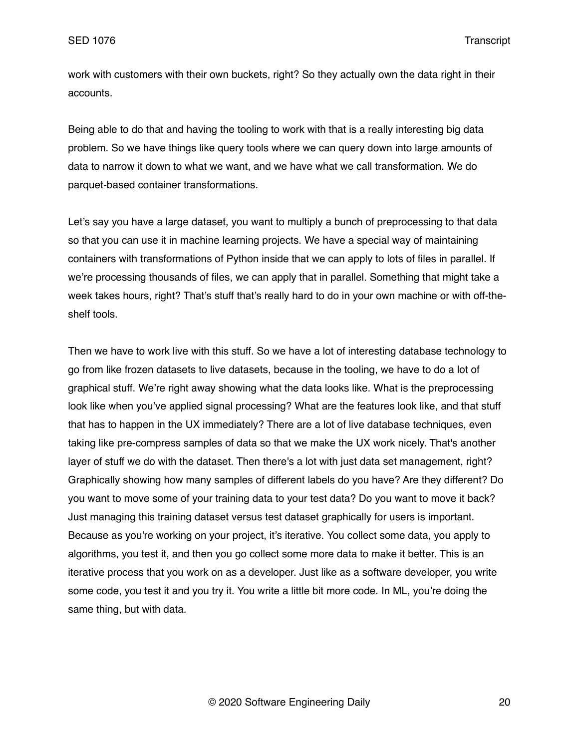work with customers with their own buckets, right? So they actually own the data right in their accounts.

Being able to do that and having the tooling to work with that is a really interesting big data problem. So we have things like query tools where we can query down into large amounts of data to narrow it down to what we want, and we have what we call transformation. We do parquet-based container transformations.

Let's say you have a large dataset, you want to multiply a bunch of preprocessing to that data so that you can use it in machine learning projects. We have a special way of maintaining containers with transformations of Python inside that we can apply to lots of files in parallel. If we're processing thousands of files, we can apply that in parallel. Something that might take a week takes hours, right? That's stuff that's really hard to do in your own machine or with off-the-shelf tools.

Then we have to work live with this stuff. So we have a lot of interesting database technology to go from like frozen datasets to live datasets, because in the tooling, we have to do a lot of graphical stuff. We're right away showing what the data looks like. What is the preprocessing look like when you've applied signal processing? What are the features look like, and that stuff that has to happen in the UX immediately? There are a lot of live database techniques, even taking like pre-compress samples of data so that we make the UX work nicely. That's another layer of stuff we do with the dataset. Then there's a lot with just data set management, right? Graphically showing how many samples of different labels do you have? Are they different? Do you want to move some of your training data to your test data? Do you want to move it back? Just managing this training dataset versus test dataset graphically for users is important. Because as you're working on your project, it's iterative. You collect some data, you apply to algorithms, you test it, and then you go collect some more data to make it better. This is an iterative process that you work on as a developer. Just like as a software developer, you write some code, you test it and you try it. You write a little bit more code. In ML, you're doing the same thing, but with data.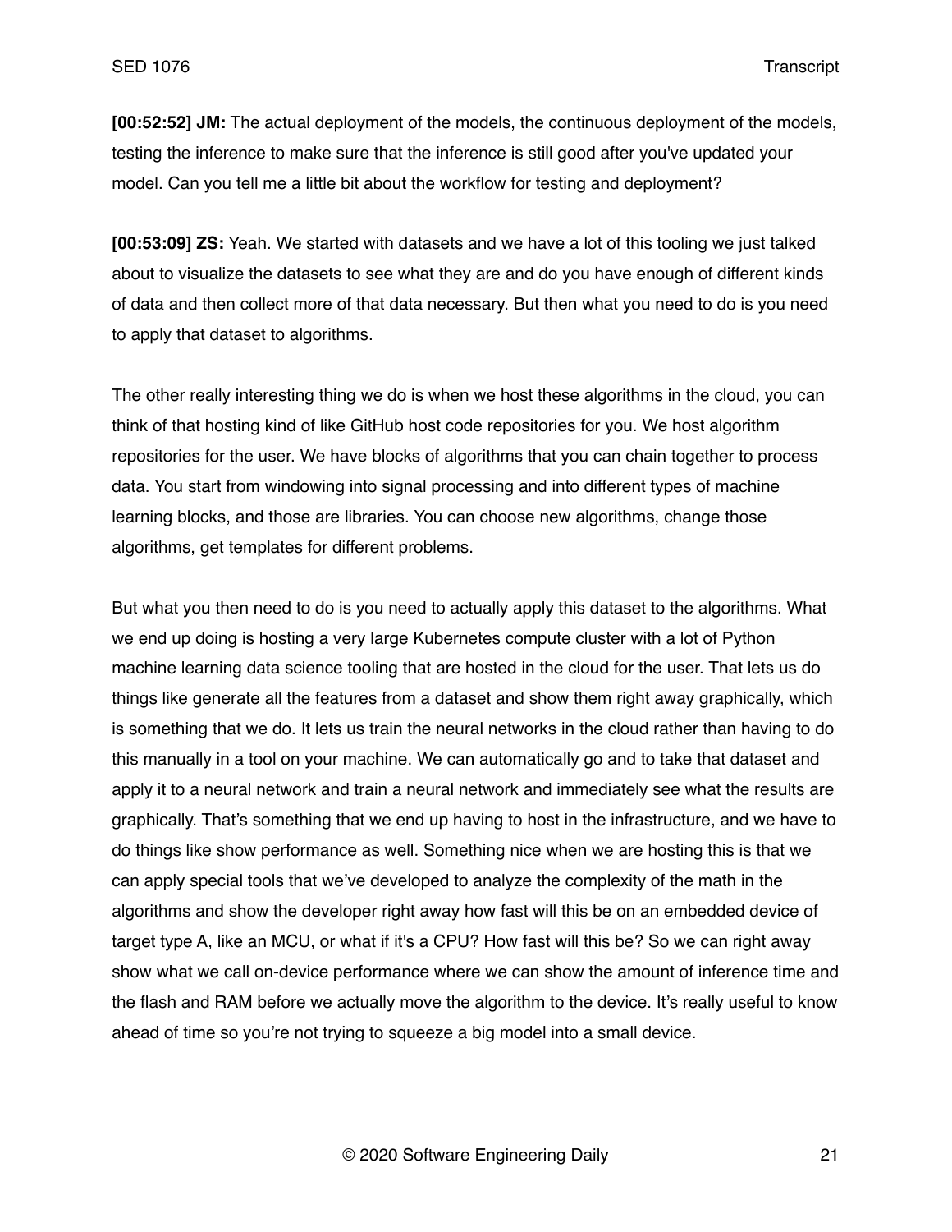**[00:52:52] JM:** The actual deployment of the models, the continuous deployment of the models, testing the inference to make sure that the inference is still good after you've updated your model. Can you tell me a little bit about the workflow for testing and deployment?

**[00:53:09] ZS:** Yeah. We started with datasets and we have a lot of this tooling we just talked about to visualize the datasets to see what they are and do you have enough of different kinds of data and then collect more of that data necessary. But then what you need to do is you need to apply that dataset to algorithms.

The other really interesting thing we do is when we host these algorithms in the cloud, you can think of that hosting kind of like GitHub host code repositories for you. We host algorithm repositories for the user. We have blocks of algorithms that you can chain together to process data. You start from windowing into signal processing and into different types of machine learning blocks, and those are libraries. You can choose new algorithms, change those algorithms, get templates for different problems.

But what you then need to do is you need to actually apply this dataset to the algorithms. What we end up doing is hosting a very large Kubernetes compute cluster with a lot of Python machine learning data science tooling that are hosted in the cloud for the user. That lets us do things like generate all the features from a dataset and show them right away graphically, which is something that we do. It lets us train the neural networks in the cloud rather than having to do this manually in a tool on your machine. We can automatically go and to take that dataset and apply it to a neural network and train a neural network and immediately see what the results are graphically. That's something that we end up having to host in the infrastructure, and we have to do things like show performance as well. Something nice when we are hosting this is that we can apply special tools that we've developed to analyze the complexity of the math in the algorithms and show the developer right away how fast will this be on an embedded device of target type A, like an MCU, or what if it's a CPU? How fast will this be? So we can right away show what we call on-device performance where we can show the amount of inference time and the flash and RAM before we actually move the algorithm to the device. It's really useful to know ahead of time so you're not trying to squeeze a big model into a small device.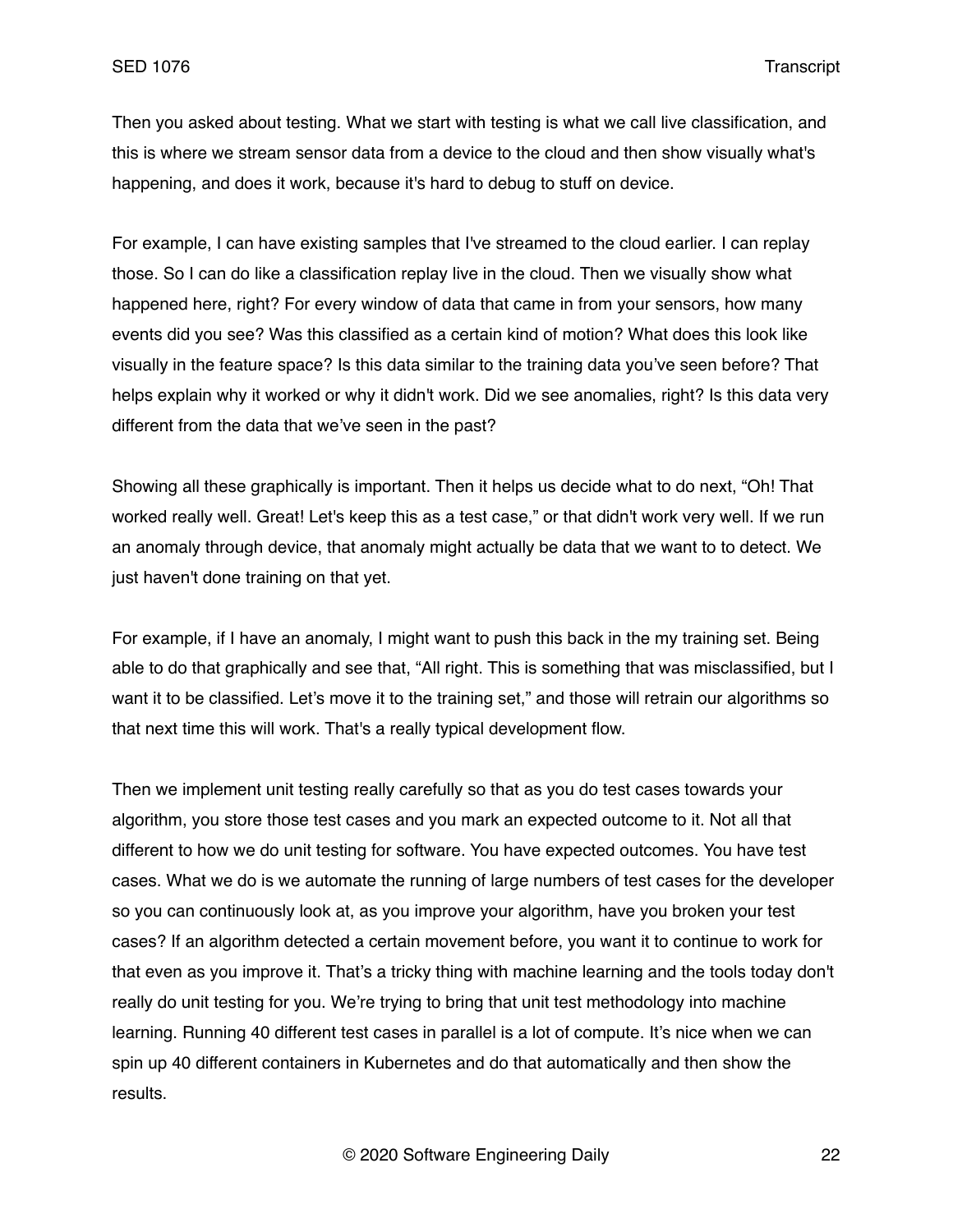Then you asked about testing. What we start with testing is what we call live classification, and this is where we stream sensor data from a device to the cloud and then show visually what's happening, and does it work, because it's hard to debug to stuff on device.

For example, I can have existing samples that I've streamed to the cloud earlier. I can replay those. So I can do like a classification replay live in the cloud. Then we visually show what happened here, right? For every window of data that came in from your sensors, how many events did you see? Was this classified as a certain kind of motion? What does this look like visually in the feature space? Is this data similar to the training data you've seen before? That helps explain why it worked or why it didn't work. Did we see anomalies, right? Is this data very different from the data that we've seen in the past?

Showing all these graphically is important. Then it helps us decide what to do next, "Oh! That worked really well. Great! Let's keep this as a test case," or that didn't work very well. If we run an anomaly through device, that anomaly might actually be data that we want to to detect. We just haven't done training on that yet.

For example, if I have an anomaly, I might want to push this back in the my training set. Being able to do that graphically and see that, "All right. This is something that was misclassified, but I want it to be classified. Let's move it to the training set," and those will retrain our algorithms so that next time this will work. That's a really typical development flow.

Then we implement unit testing really carefully so that as you do test cases towards your algorithm, you store those test cases and you mark an expected outcome to it. Not all that different to how we do unit testing for software. You have expected outcomes. You have test cases. What we do is we automate the running of large numbers of test cases for the developer so you can continuously look at, as you improve your algorithm, have you broken your test cases? If an algorithm detected a certain movement before, you want it to continue to work for that even as you improve it. That's a tricky thing with machine learning and the tools today don't really do unit testing for you. We're trying to bring that unit test methodology into machine learning. Running 40 different test cases in parallel is a lot of compute. It's nice when we can spin up 40 different containers in Kubernetes and do that automatically and then show the results.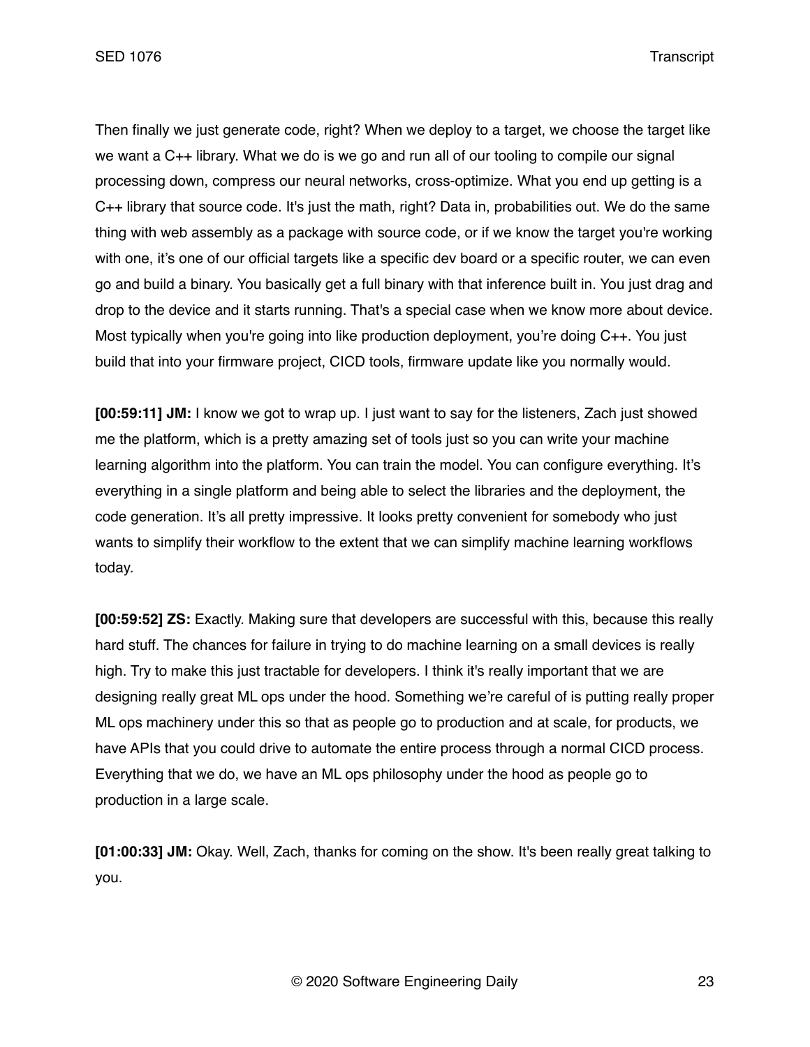Then finally we just generate code, right? When we deploy to a target, we choose the target like we want a C++ library. What we do is we go and run all of our tooling to compile our signal processing down, compress our neural networks, cross-optimize. What you end up getting is a C++ library that source code. It's just the math, right? Data in, probabilities out. We do the same thing with web assembly as a package with source code, or if we know the target you're working with one, it's one of our official targets like a specific dev board or a specific router, we can even go and build a binary. You basically get a full binary with that inference built in. You just drag and drop to the device and it starts running. That's a special case when we know more about device. Most typically when you're going into like production deployment, you're doing C++. You just build that into your firmware project, CICD tools, firmware update like you normally would.

**[00:59:11] JM:** I know we got to wrap up. I just want to say for the listeners, Zach just showed me the platform, which is a pretty amazing set of tools just so you can write your machine learning algorithm into the platform. You can train the model. You can configure everything. It's everything in a single platform and being able to select the libraries and the deployment, the code generation. It's all pretty impressive. It looks pretty convenient for somebody who just wants to simplify their workflow to the extent that we can simplify machine learning workflows today.

**[00:59:52] ZS:** Exactly. Making sure that developers are successful with this, because this really hard stuff. The chances for failure in trying to do machine learning on a small devices is really high. Try to make this just tractable for developers. I think it's really important that we are designing really great ML ops under the hood. Something we're careful of is putting really proper ML ops machinery under this so that as people go to production and at scale, for products, we have APIs that you could drive to automate the entire process through a normal CICD process. Everything that we do, we have an ML ops philosophy under the hood as people go to production in a large scale.

**[01:00:33] JM:** Okay. Well, Zach, thanks for coming on the show. It's been really great talking to you.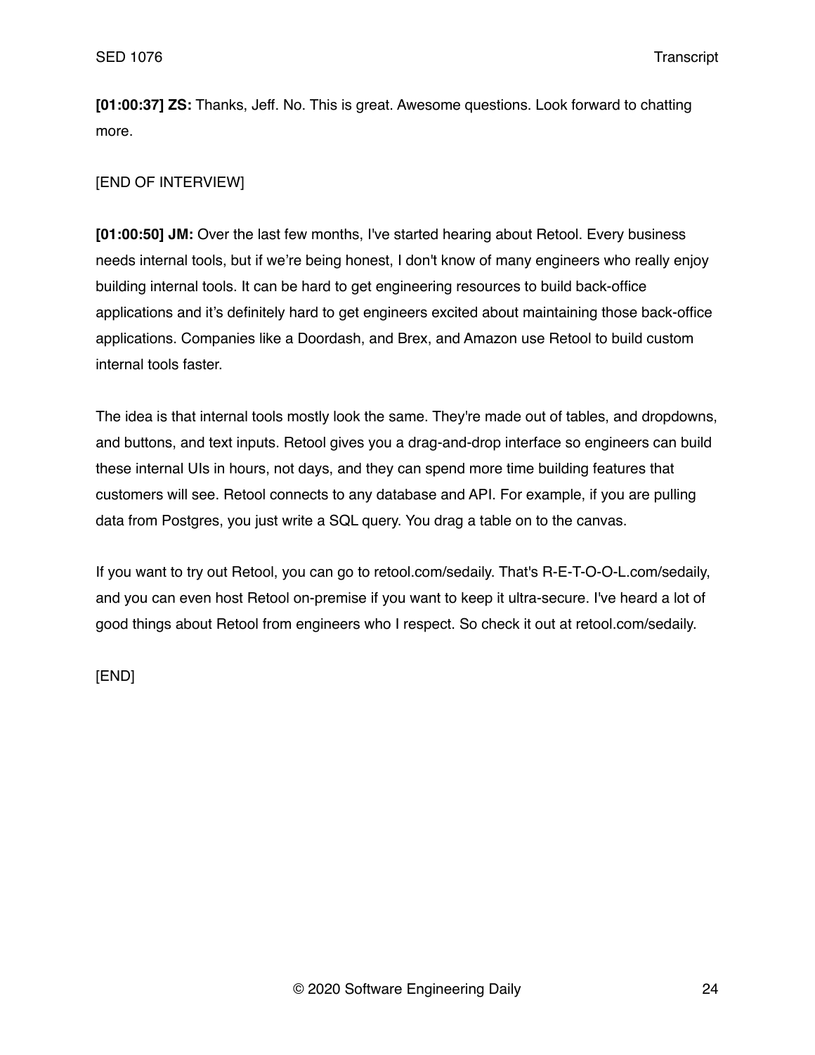**[01:00:37] ZS:** Thanks, Jeff. No. This is great. Awesome questions. Look forward to chatting more.

[END OF INTERVIEW]

**[01:00:50] JM:** Over the last few months, I've started hearing about Retool. Every business needs internal tools, but if we're being honest, I don't know of many engineers who really enjoy building internal tools. It can be hard to get engineering resources to build back-office applications and it's definitely hard to get engineers excited about maintaining those back-office applications. Companies like a Doordash, and Brex, and Amazon use Retool to build custom internal tools faster.

The idea is that internal tools mostly look the same. They're made out of tables, and dropdowns, and buttons, and text inputs. Retool gives you a drag-and-drop interface so engineers can build these internal UIs in hours, not days, and they can spend more time building features that customers will see. Retool connects to any database and API. For example, if you are pulling data from Postgres, you just write a SQL query. You drag a table on to the canvas.

If you want to try out Retool, you can go to retool.com/sedaily. That's R-E-T-O-O-L.com/sedaily, and you can even host Retool on-premise if you want to keep it ultra-secure. I've heard a lot of good things about Retool from engineers who I respect. So check it out at retool.com/sedaily.

[END]